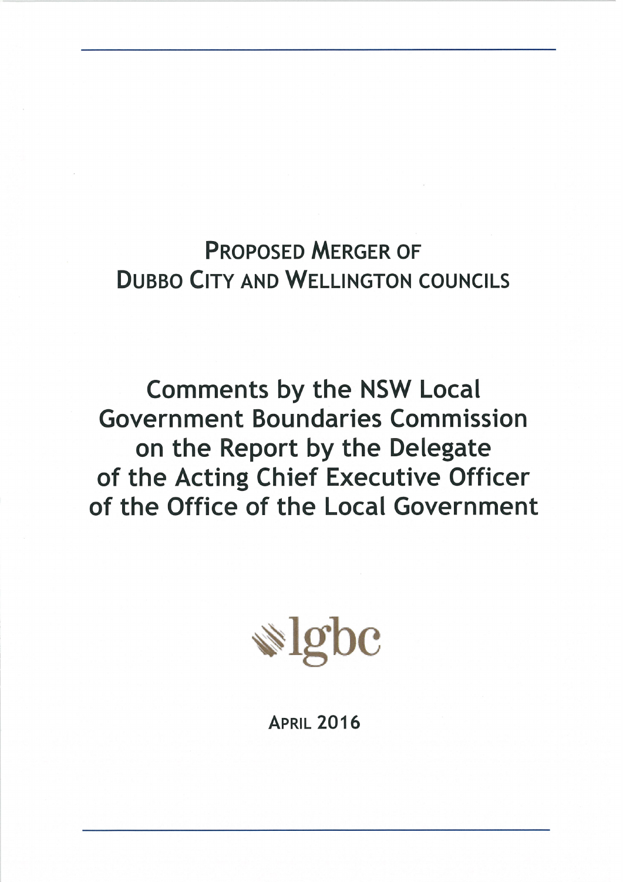# Proposed Merger of Dubbo City and Wellington councils

# Comments by the NSW Local Government Boundaries Commission on the Report by the Delegate of the Acting Chief Executive Officer of the Office of the Local Government

lgbc

April 2016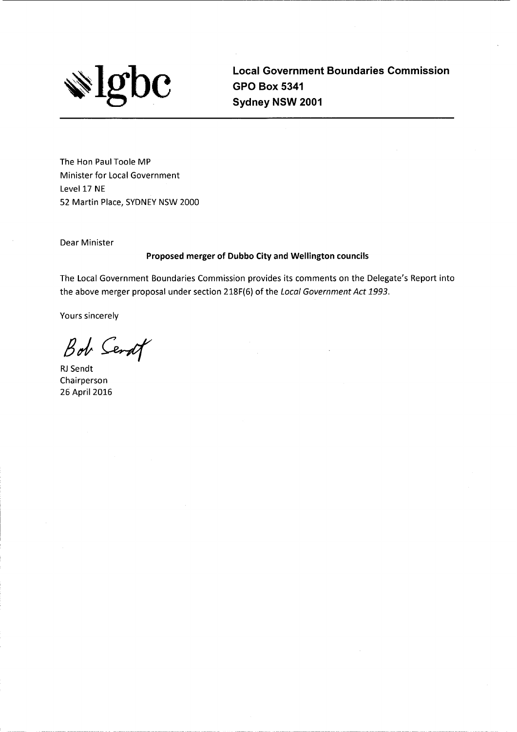**lgbc**

**Local Government Boundaries Commission**
**GPO Box 5341**
**Sydney NSW 2001**

---

The Hon Paul Toole MP
Minister for Local Government
Level 17 NE
52 Martin Place, SYDNEY NSW 2000

Dear Minister

**Proposed merger of Dubbo City and Wellington councils**

The Local Government Boundaries Commission provides its comments on the Delegate's Report into the above merger proposal under section 218F(6) of the *Local Government Act 1993*.

Yours sincerely

Bob Sendt

RJ Sendt
Chairperson
26 April 2016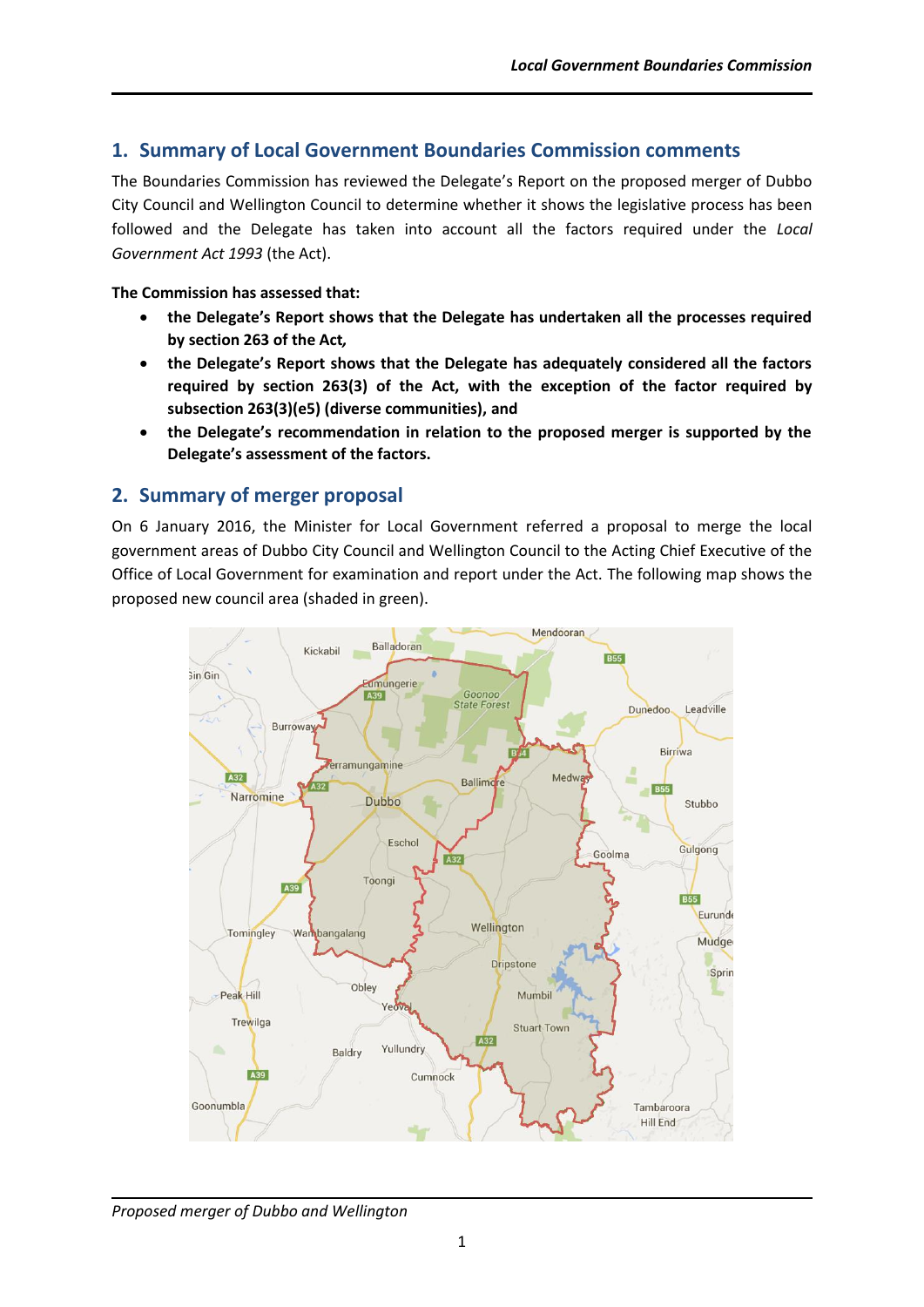## 1. Summary of Local Government Boundaries Commission comments

The Boundaries Commission has reviewed the Delegate's Report on the proposed merger of Dubbo City Council and Wellington Council to determine whether it shows the legislative process has been followed and the Delegate has taken into account all the factors required under the *Local Government Act 1993* (the Act).

**The Commission has assessed that:**

- **the Delegate's Report shows that the Delegate has undertaken all the processes required by section 263 of the Act,**
- **the Delegate's Report shows that the Delegate has adequately considered all the factors required by section 263(3) of the Act, with the exception of the factor required by subsection 263(3)(e5) (diverse communities), and**
- **the Delegate's recommendation in relation to the proposed merger is supported by the Delegate's assessment of the factors.**

## 2. Summary of merger proposal

On 6 January 2016, the Minister for Local Government referred a proposal to merge the local government areas of Dubbo City Council and Wellington Council to the Acting Chief Executive of the Office of Local Government for examination and report under the Act. The following map shows the proposed new council area (shaded in green).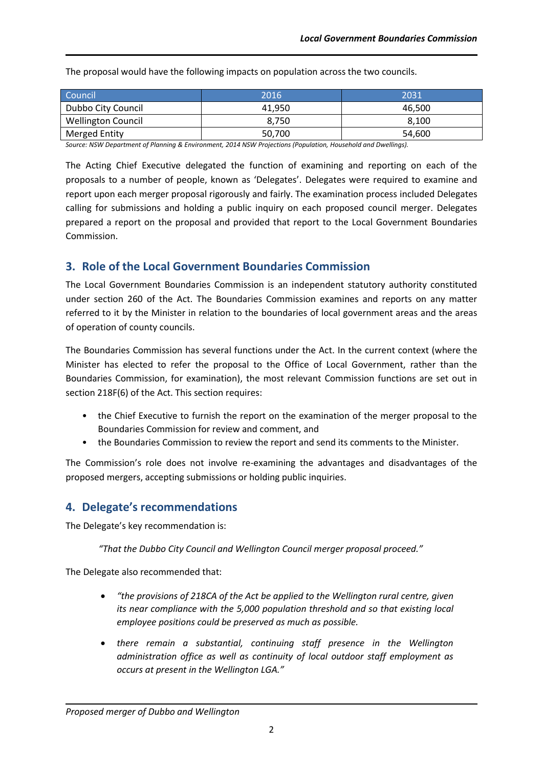The proposal would have the following impacts on population across the two councils.

| Council | 2016 | 2031 |
| --- | --- | --- |
| Dubbo City Council | 41,950 | 46,500 |
| Wellington Council | 8,750 | 8,100 |
| Merged Entity | 50,700 | 54,600 |

*Source: NSW Department of Planning & Environment, 2014 NSW Projections (Population, Household and Dwellings).*

The Acting Chief Executive delegated the function of examining and reporting on each of the proposals to a number of people, known as 'Delegates'. Delegates were required to examine and report upon each merger proposal rigorously and fairly. The examination process included Delegates calling for submissions and holding a public inquiry on each proposed council merger. Delegates prepared a report on the proposal and provided that report to the Local Government Boundaries Commission.

## 3. Role of the Local Government Boundaries Commission

The Local Government Boundaries Commission is an independent statutory authority constituted under section 260 of the Act. The Boundaries Commission examines and reports on any matter referred to it by the Minister in relation to the boundaries of local government areas and the areas of operation of county councils.

The Boundaries Commission has several functions under the Act. In the current context (where the Minister has elected to refer the proposal to the Office of Local Government, rather than the Boundaries Commission, for examination), the most relevant Commission functions are set out in section 218F(6) of the Act. This section requires:

- the Chief Executive to furnish the report on the examination of the merger proposal to the Boundaries Commission for review and comment, and
- the Boundaries Commission to review the report and send its comments to the Minister.

The Commission's role does not involve re-examining the advantages and disadvantages of the proposed mergers, accepting submissions or holding public inquiries.

## 4. Delegate's recommendations

The Delegate's key recommendation is:

> *"That the Dubbo City Council and Wellington Council merger proposal proceed."*

The Delegate also recommended that:

- *"the provisions of 218CA of the Act be applied to the Wellington rural centre, given its near compliance with the 5,000 population threshold and so that existing local employee positions could be preserved as much as possible.*
- *there remain a substantial, continuing staff presence in the Wellington administration office as well as continuity of local outdoor staff employment as occurs at present in the Wellington LGA."*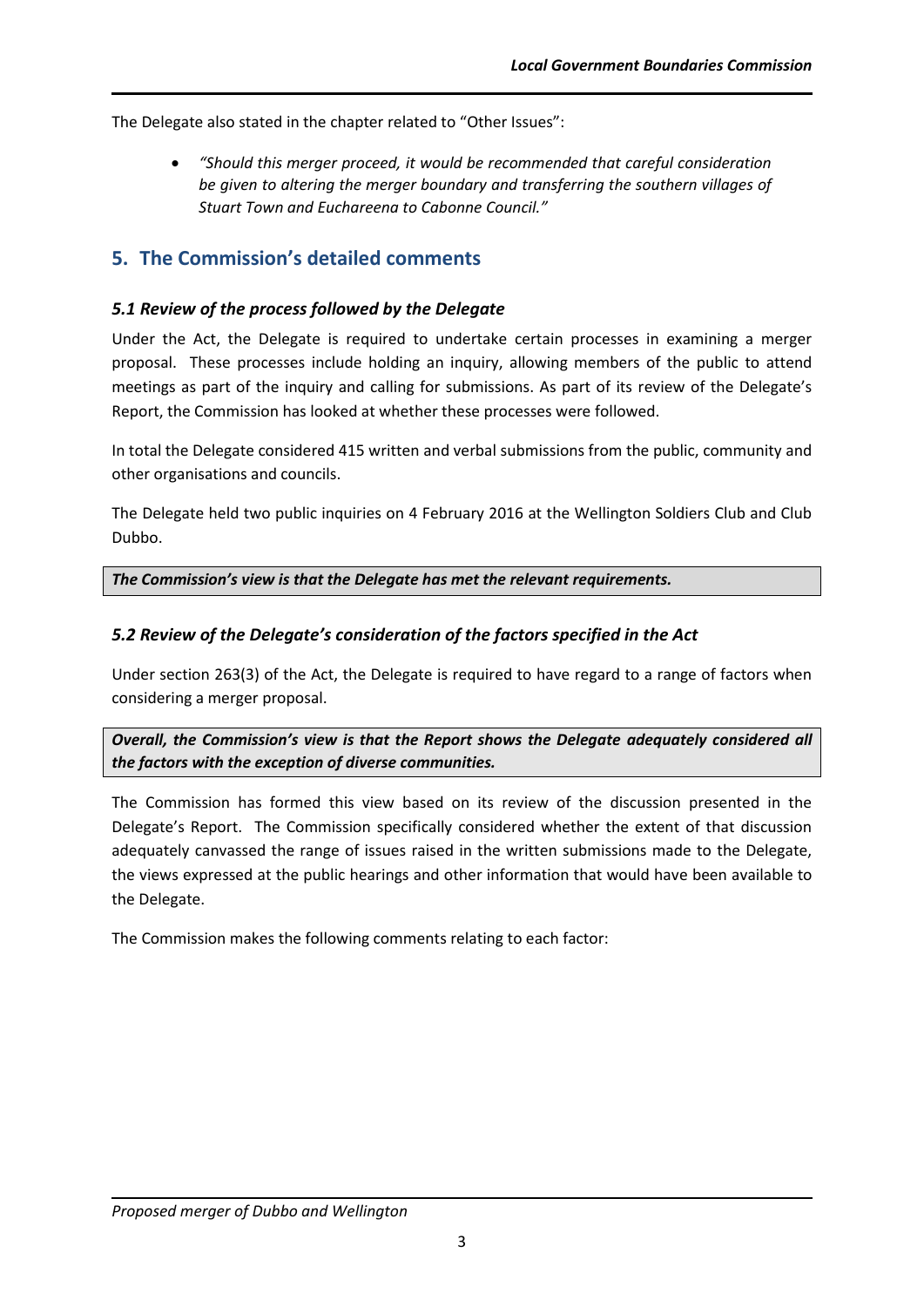The Delegate also stated in the chapter related to “Other Issues”:

- *“Should this merger proceed, it would be recommended that careful consideration be given to altering the merger boundary and transferring the southern villages of Stuart Town and Euchareena to Cabonne Council.”*

## 5. The Commission’s detailed comments

### *5.1 Review of the process followed by the Delegate*

Under the Act, the Delegate is required to undertake certain processes in examining a merger proposal. These processes include holding an inquiry, allowing members of the public to attend meetings as part of the inquiry and calling for submissions. As part of its review of the Delegate’s Report, the Commission has looked at whether these processes were followed.

In total the Delegate considered 415 written and verbal submissions from the public, community and other organisations and councils.

The Delegate held two public inquiries on 4 February 2016 at the Wellington Soldiers Club and Club Dubbo.

***The Commission’s view is that the Delegate has met the relevant requirements.***

### *5.2 Review of the Delegate’s consideration of the factors specified in the Act*

Under section 263(3) of the Act, the Delegate is required to have regard to a range of factors when considering a merger proposal.

***Overall, the Commission’s view is that the Report shows the Delegate adequately considered all the factors with the exception of diverse communities.***

The Commission has formed this view based on its review of the discussion presented in the Delegate’s Report. The Commission specifically considered whether the extent of that discussion adequately canvassed the range of issues raised in the written submissions made to the Delegate, the views expressed at the public hearings and other information that would have been available to the Delegate.

The Commission makes the following comments relating to each factor: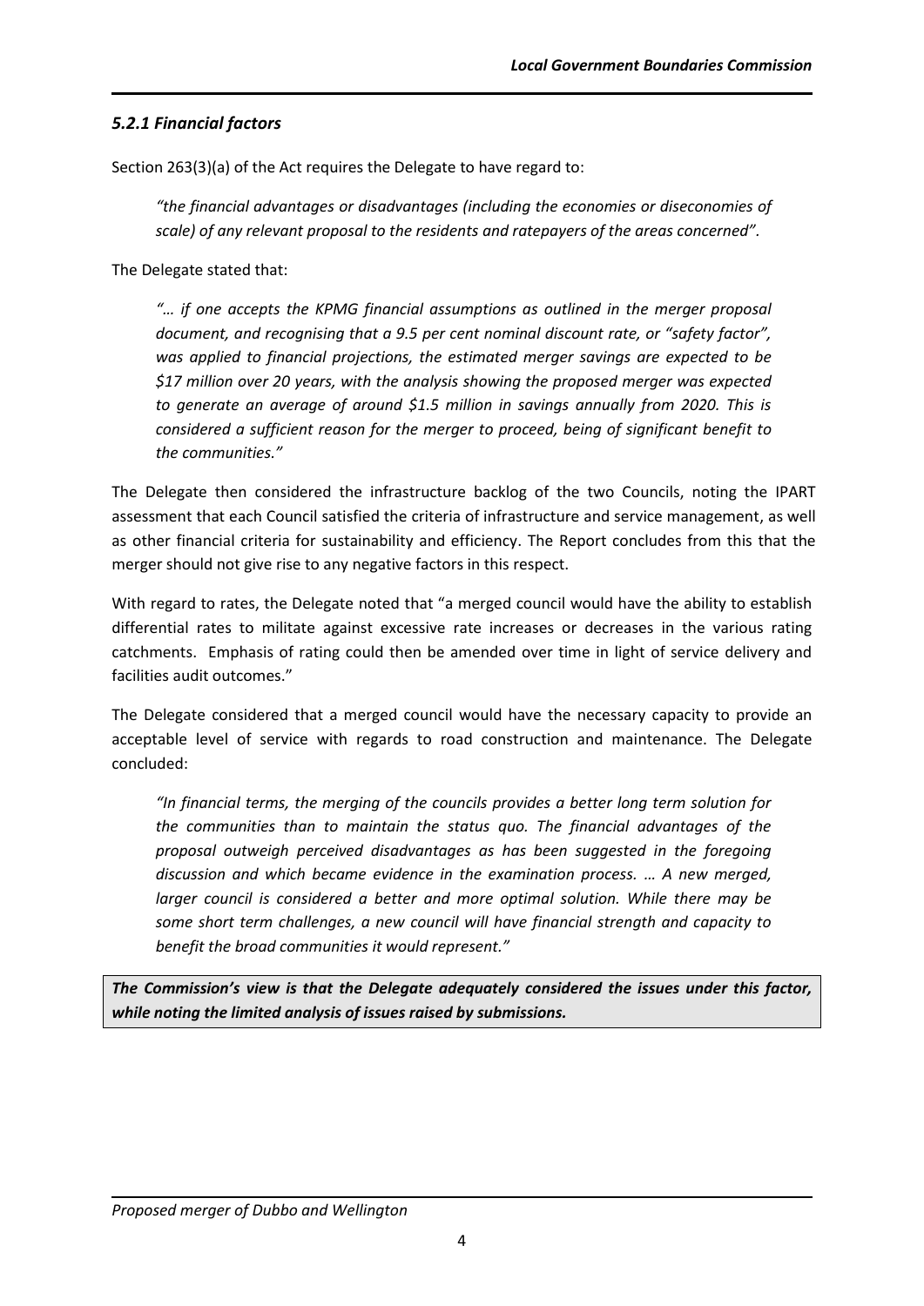### *5.2.1 Financial factors*

Section 263(3)(a) of the Act requires the Delegate to have regard to:

> *"the financial advantages or disadvantages (including the economies or diseconomies of scale) of any relevant proposal to the residents and ratepayers of the areas concerned".*

The Delegate stated that:

> *"… if one accepts the KPMG financial assumptions as outlined in the merger proposal document, and recognising that a 9.5 per cent nominal discount rate, or "safety factor", was applied to financial projections, the estimated merger savings are expected to be $17 million over 20 years, with the analysis showing the proposed merger was expected to generate an average of around $1.5 million in savings annually from 2020. This is considered a sufficient reason for the merger to proceed, being of significant benefit to the communities."*

The Delegate then considered the infrastructure backlog of the two Councils, noting the IPART assessment that each Council satisfied the criteria of infrastructure and service management, as well as other financial criteria for sustainability and efficiency. The Report concludes from this that the merger should not give rise to any negative factors in this respect.

With regard to rates, the Delegate noted that "a merged council would have the ability to establish differential rates to militate against excessive rate increases or decreases in the various rating catchments. Emphasis of rating could then be amended over time in light of service delivery and facilities audit outcomes."

The Delegate considered that a merged council would have the necessary capacity to provide an acceptable level of service with regards to road construction and maintenance. The Delegate concluded:

> *"In financial terms, the merging of the councils provides a better long term solution for the communities than to maintain the status quo. The financial advantages of the proposal outweigh perceived disadvantages as has been suggested in the foregoing discussion and which became evidence in the examination process. … A new merged, larger council is considered a better and more optimal solution. While there may be some short term challenges, a new council will have financial strength and capacity to benefit the broad communities it would represent."*

***The Commission's view is that the Delegate adequately considered the issues under this factor, while noting the limited analysis of issues raised by submissions.***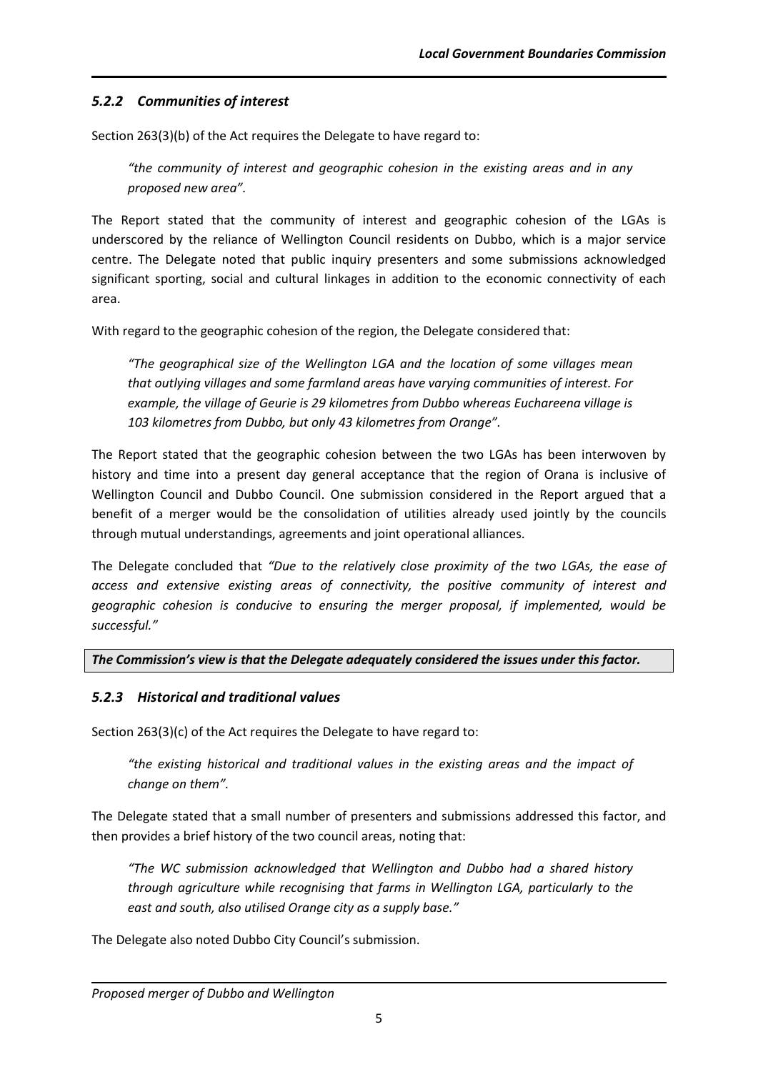### *5.2.2 Communities of interest*

Section 263(3)(b) of the Act requires the Delegate to have regard to:

> *"the community of interest and geographic cohesion in the existing areas and in any proposed new area"*.

The Report stated that the community of interest and geographic cohesion of the LGAs is underscored by the reliance of Wellington Council residents on Dubbo, which is a major service centre. The Delegate noted that public inquiry presenters and some submissions acknowledged significant sporting, social and cultural linkages in addition to the economic connectivity of each area.

With regard to the geographic cohesion of the region, the Delegate considered that:

> *"The geographical size of the Wellington LGA and the location of some villages mean that outlying villages and some farmland areas have varying communities of interest. For example, the village of Geurie is 29 kilometres from Dubbo whereas Euchareena village is 103 kilometres from Dubbo, but only 43 kilometres from Orange".*

The Report stated that the geographic cohesion between the two LGAs has been interwoven by history and time into a present day general acceptance that the region of Orana is inclusive of Wellington Council and Dubbo Council. One submission considered in the Report argued that a benefit of a merger would be the consolidation of utilities already used jointly by the councils through mutual understandings, agreements and joint operational alliances.

The Delegate concluded that *"Due to the relatively close proximity of the two LGAs, the ease of access and extensive existing areas of connectivity, the positive community of interest and geographic cohesion is conducive to ensuring the merger proposal, if implemented, would be successful."*

***The Commission's view is that the Delegate adequately considered the issues under this factor.***

### *5.2.3 Historical and traditional values*

Section 263(3)(c) of the Act requires the Delegate to have regard to:

> *"the existing historical and traditional values in the existing areas and the impact of change on them".*

The Delegate stated that a small number of presenters and submissions addressed this factor, and then provides a brief history of the two council areas, noting that:

> *"The WC submission acknowledged that Wellington and Dubbo had a shared history through agriculture while recognising that farms in Wellington LGA, particularly to the east and south, also utilised Orange city as a supply base."*

The Delegate also noted Dubbo City Council's submission.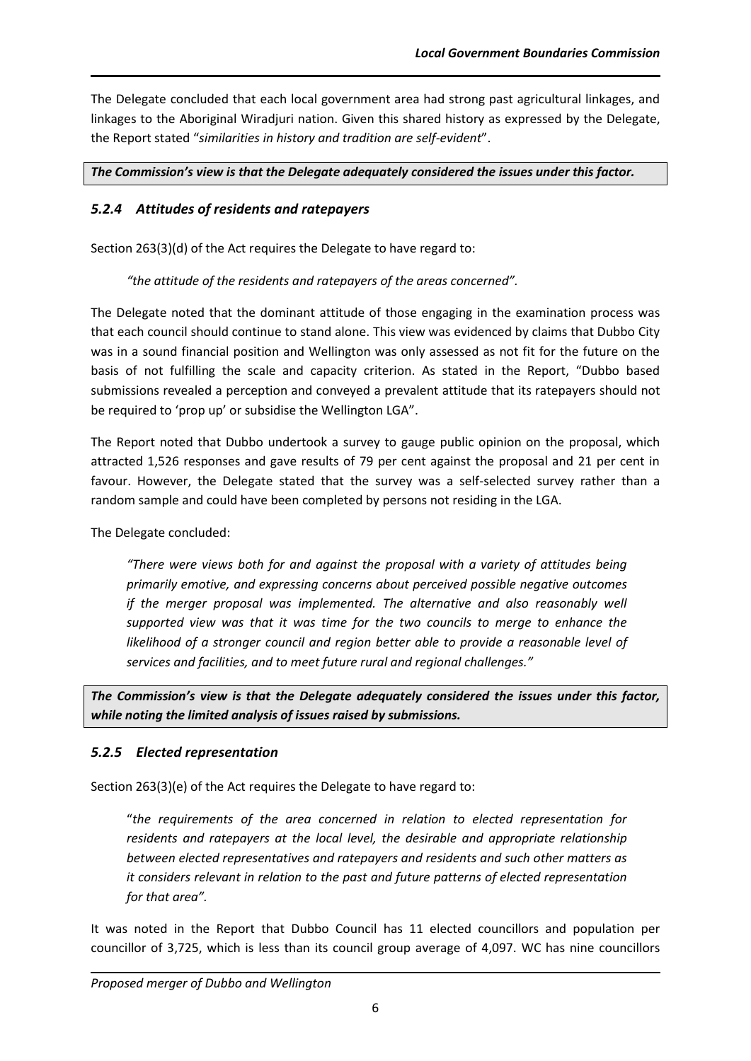The Delegate concluded that each local government area had strong past agricultural linkages, and linkages to the Aboriginal Wiradjuri nation. Given this shared history as expressed by the Delegate, the Report stated "*similarities in history and tradition are self-evident*".

***The Commission's view is that the Delegate adequately considered the issues under this factor.***

### *5.2.4 Attitudes of residents and ratepayers*

Section 263(3)(d) of the Act requires the Delegate to have regard to:

> *"the attitude of the residents and ratepayers of the areas concerned".*

The Delegate noted that the dominant attitude of those engaging in the examination process was that each council should continue to stand alone. This view was evidenced by claims that Dubbo City was in a sound financial position and Wellington was only assessed as not fit for the future on the basis of not fulfilling the scale and capacity criterion. As stated in the Report, "Dubbo based submissions revealed a perception and conveyed a prevalent attitude that its ratepayers should not be required to 'prop up' or subsidise the Wellington LGA".

The Report noted that Dubbo undertook a survey to gauge public opinion on the proposal, which attracted 1,526 responses and gave results of 79 per cent against the proposal and 21 per cent in favour. However, the Delegate stated that the survey was a self-selected survey rather than a random sample and could have been completed by persons not residing in the LGA.

The Delegate concluded:

> *"There were views both for and against the proposal with a variety of attitudes being primarily emotive, and expressing concerns about perceived possible negative outcomes if the merger proposal was implemented. The alternative and also reasonably well supported view was that it was time for the two councils to merge to enhance the likelihood of a stronger council and region better able to provide a reasonable level of services and facilities, and to meet future rural and regional challenges."*

***The Commission's view is that the Delegate adequately considered the issues under this factor, while noting the limited analysis of issues raised by submissions.***

### *5.2.5 Elected representation*

Section 263(3)(e) of the Act requires the Delegate to have regard to:

> "*the requirements of the area concerned in relation to elected representation for residents and ratepayers at the local level, the desirable and appropriate relationship between elected representatives and ratepayers and residents and such other matters as it considers relevant in relation to the past and future patterns of elected representation for that area".*

It was noted in the Report that Dubbo Council has 11 elected councillors and population per councillor of 3,725, which is less than its council group average of 4,097. WC has nine councillors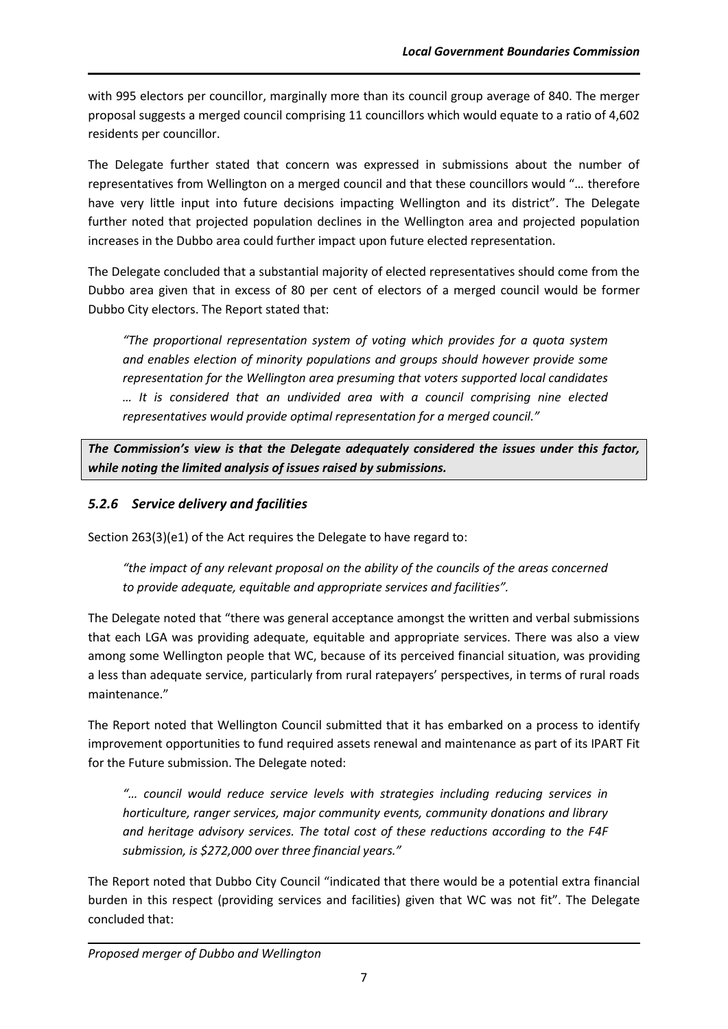with 995 electors per councillor, marginally more than its council group average of 840. The merger proposal suggests a merged council comprising 11 councillors which would equate to a ratio of 4,602 residents per councillor.

The Delegate further stated that concern was expressed in submissions about the number of representatives from Wellington on a merged council and that these councillors would "… therefore have very little input into future decisions impacting Wellington and its district". The Delegate further noted that projected population declines in the Wellington area and projected population increases in the Dubbo area could further impact upon future elected representation.

The Delegate concluded that a substantial majority of elected representatives should come from the Dubbo area given that in excess of 80 per cent of electors of a merged council would be former Dubbo City electors. The Report stated that:

> *"The proportional representation system of voting which provides for a quota system and enables election of minority populations and groups should however provide some representation for the Wellington area presuming that voters supported local candidates … It is considered that an undivided area with a council comprising nine elected representatives would provide optimal representation for a merged council."*

***The Commission's view is that the Delegate adequately considered the issues under this factor, while noting the limited analysis of issues raised by submissions.***

### *5.2.6 Service delivery and facilities*

Section 263(3)(e1) of the Act requires the Delegate to have regard to:

> *"the impact of any relevant proposal on the ability of the councils of the areas concerned to provide adequate, equitable and appropriate services and facilities".*

The Delegate noted that "there was general acceptance amongst the written and verbal submissions that each LGA was providing adequate, equitable and appropriate services. There was also a view among some Wellington people that WC, because of its perceived financial situation, was providing a less than adequate service, particularly from rural ratepayers' perspectives, in terms of rural roads maintenance."

The Report noted that Wellington Council submitted that it has embarked on a process to identify improvement opportunities to fund required assets renewal and maintenance as part of its IPART Fit for the Future submission. The Delegate noted:

> *"… council would reduce service levels with strategies including reducing services in horticulture, ranger services, major community events, community donations and library and heritage advisory services. The total cost of these reductions according to the F4F submission, is $272,000 over three financial years."*

The Report noted that Dubbo City Council "indicated that there would be a potential extra financial burden in this respect (providing services and facilities) given that WC was not fit". The Delegate concluded that: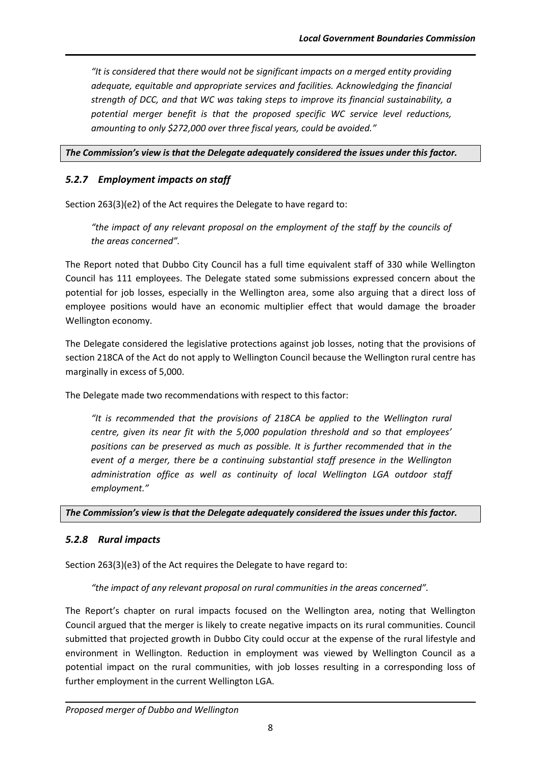> *"It is considered that there would not be significant impacts on a merged entity providing adequate, equitable and appropriate services and facilities. Acknowledging the financial strength of DCC, and that WC was taking steps to improve its financial sustainability, a potential merger benefit is that the proposed specific WC service level reductions, amounting to only $272,000 over three fiscal years, could be avoided."*

***The Commission's view is that the Delegate adequately considered the issues under this factor.***

### *5.2.7 Employment impacts on staff*

Section 263(3)(e2) of the Act requires the Delegate to have regard to:

> *"the impact of any relevant proposal on the employment of the staff by the councils of the areas concerned".*

The Report noted that Dubbo City Council has a full time equivalent staff of 330 while Wellington Council has 111 employees. The Delegate stated some submissions expressed concern about the potential for job losses, especially in the Wellington area, some also arguing that a direct loss of employee positions would have an economic multiplier effect that would damage the broader Wellington economy.

The Delegate considered the legislative protections against job losses, noting that the provisions of section 218CA of the Act do not apply to Wellington Council because the Wellington rural centre has marginally in excess of 5,000.

The Delegate made two recommendations with respect to this factor:

> *"It is recommended that the provisions of 218CA be applied to the Wellington rural centre, given its near fit with the 5,000 population threshold and so that employees' positions can be preserved as much as possible. It is further recommended that in the event of a merger, there be a continuing substantial staff presence in the Wellington administration office as well as continuity of local Wellington LGA outdoor staff employment."*

***The Commission's view is that the Delegate adequately considered the issues under this factor.***

### *5.2.8 Rural impacts*

Section 263(3)(e3) of the Act requires the Delegate to have regard to:

> *"the impact of any relevant proposal on rural communities in the areas concerned".*

The Report's chapter on rural impacts focused on the Wellington area, noting that Wellington Council argued that the merger is likely to create negative impacts on its rural communities. Council submitted that projected growth in Dubbo City could occur at the expense of the rural lifestyle and environment in Wellington. Reduction in employment was viewed by Wellington Council as a potential impact on the rural communities, with job losses resulting in a corresponding loss of further employment in the current Wellington LGA.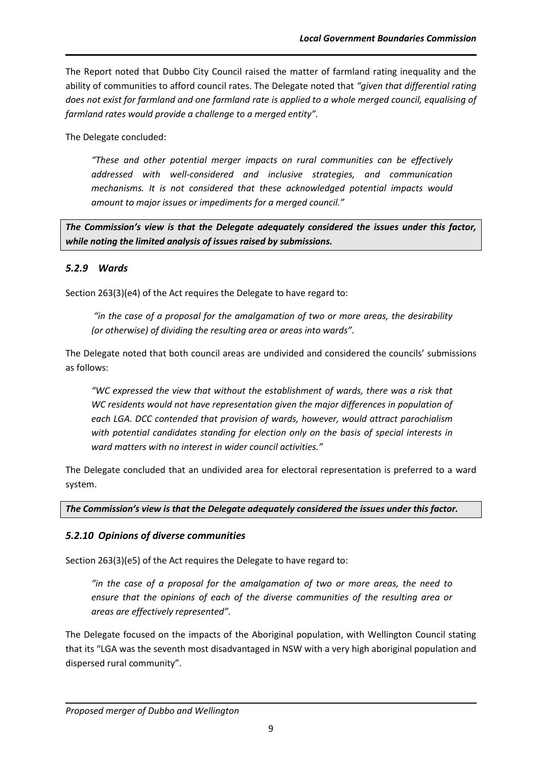The Report noted that Dubbo City Council raised the matter of farmland rating inequality and the ability of communities to afford council rates. The Delegate noted that *"given that differential rating does not exist for farmland and one farmland rate is applied to a whole merged council, equalising of farmland rates would provide a challenge to a merged entity"*.

The Delegate concluded:

> *"These and other potential merger impacts on rural communities can be effectively addressed with well-considered and inclusive strategies, and communication mechanisms. It is not considered that these acknowledged potential impacts would amount to major issues or impediments for a merged council."*

***The Commission's view is that the Delegate adequately considered the issues under this factor, while noting the limited analysis of issues raised by submissions.***

### *5.2.9 Wards*

Section 263(3)(e4) of the Act requires the Delegate to have regard to:

> *"in the case of a proposal for the amalgamation of two or more areas, the desirability (or otherwise) of dividing the resulting area or areas into wards".*

The Delegate noted that both council areas are undivided and considered the councils' submissions as follows:

> *"WC expressed the view that without the establishment of wards, there was a risk that WC residents would not have representation given the major differences in population of each LGA. DCC contended that provision of wards, however, would attract parochialism with potential candidates standing for election only on the basis of special interests in ward matters with no interest in wider council activities."*

The Delegate concluded that an undivided area for electoral representation is preferred to a ward system.

***The Commission's view is that the Delegate adequately considered the issues under this factor.***

### *5.2.10 Opinions of diverse communities*

Section 263(3)(e5) of the Act requires the Delegate to have regard to:

> *"in the case of a proposal for the amalgamation of two or more areas, the need to ensure that the opinions of each of the diverse communities of the resulting area or areas are effectively represented".*

The Delegate focused on the impacts of the Aboriginal population, with Wellington Council stating that its "LGA was the seventh most disadvantaged in NSW with a very high aboriginal population and dispersed rural community".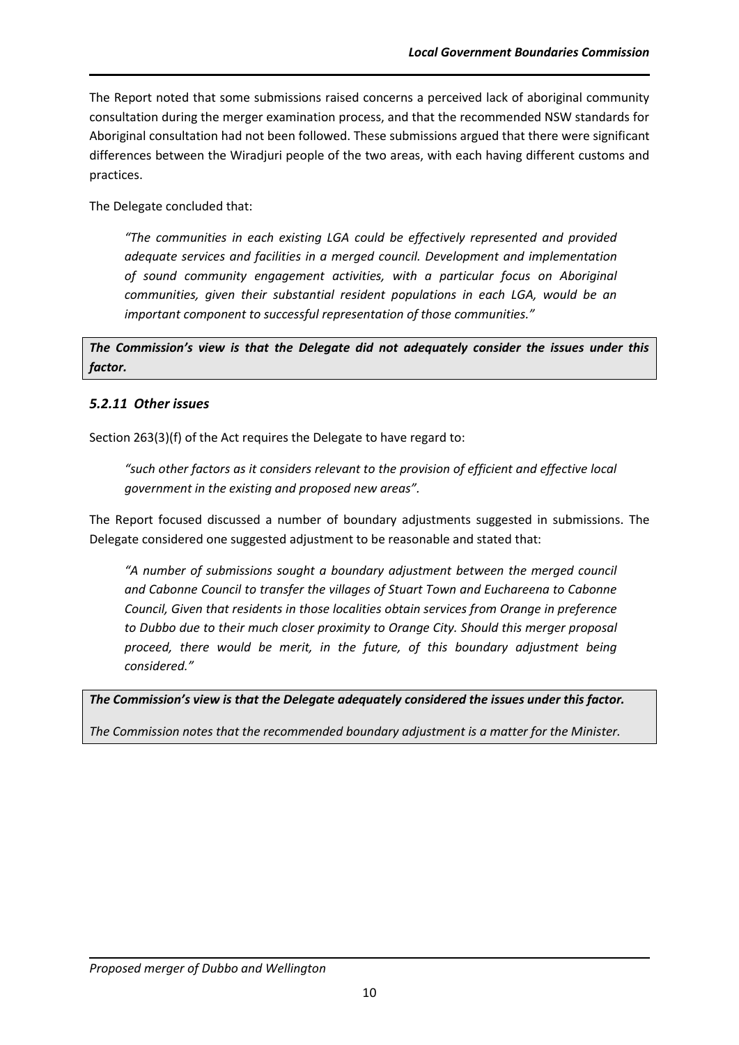The Report noted that some submissions raised concerns a perceived lack of aboriginal community consultation during the merger examination process, and that the recommended NSW standards for Aboriginal consultation had not been followed. These submissions argued that there were significant differences between the Wiradjuri people of the two areas, with each having different customs and practices.

The Delegate concluded that:

> *"The communities in each existing LGA could be effectively represented and provided adequate services and facilities in a merged council. Development and implementation of sound community engagement activities, with a particular focus on Aboriginal communities, given their substantial resident populations in each LGA, would be an important component to successful representation of those communities."*

***The Commission's view is that the Delegate did not adequately consider the issues under this factor.***

### *5.2.11 Other issues*

Section 263(3)(f) of the Act requires the Delegate to have regard to:

> *"such other factors as it considers relevant to the provision of efficient and effective local government in the existing and proposed new areas".*

The Report focused discussed a number of boundary adjustments suggested in submissions. The Delegate considered one suggested adjustment to be reasonable and stated that:

> *"A number of submissions sought a boundary adjustment between the merged council and Cabonne Council to transfer the villages of Stuart Town and Euchareena to Cabonne Council, Given that residents in those localities obtain services from Orange in preference to Dubbo due to their much closer proximity to Orange City. Should this merger proposal proceed, there would be merit, in the future, of this boundary adjustment being considered."*

***The Commission's view is that the Delegate adequately considered the issues under this factor.***

*The Commission notes that the recommended boundary adjustment is a matter for the Minister.*